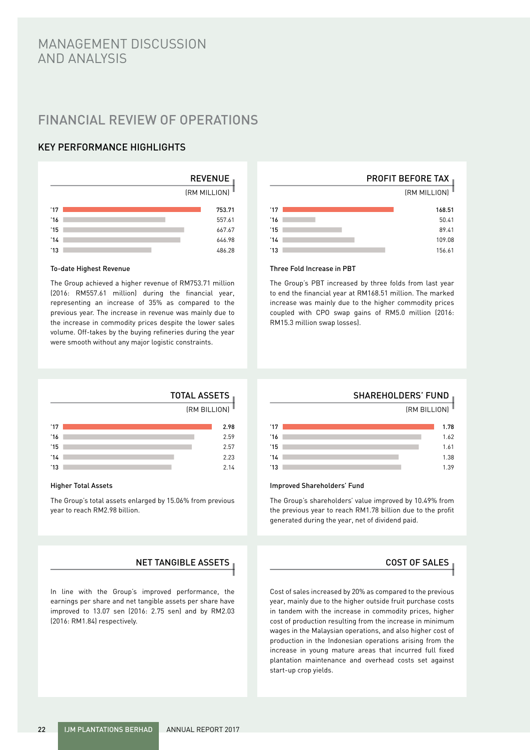# MANAGEMENT DISCUSSION AND ANALYSIS

## FINANCIAL REVIEW OF OPERATIONS

### KEY PERFORMANCE HIGHLIGHTS

#### REVENUE

(RM MILLION)

| Year | RM Million |
|---|---|
| '17 | **753.71** |
| '16 | 557.61 |
| '15 | 667.67 |
| '14 | 646.98 |
| '13 | 486.28 |

**To-date Highest Revenue**

The Group achieved a higher revenue of RM753.71 million (2016: RM557.61 million) during the financial year, representing an increase of 35% as compared to the previous year. The increase in revenue was mainly due to the increase in commodity prices despite the lower sales volume. Off-takes by the buying refineries during the year were smooth without any major logistic constraints.

#### PROFIT BEFORE TAX

(RM MILLION)

| Year | RM Million |
|---|---|
| '17 | **168.51** |
| '16 | 50.41 |
| '15 | 89.41 |
| '14 | 109.08 |
| '13 | 156.61 |

**Three Fold Increase in PBT**

The Group's PBT increased by three folds from last year to end the financial year at RM168.51 million. The marked increase was mainly due to the higher commodity prices coupled with CPO swap gains of RM5.0 million (2016: RM15.3 million swap losses).

#### TOTAL ASSETS

(RM BILLION)

| Year | RM Billion |
|---|---|
| '17 | **2.98** |
| '16 | 2.59 |
| '15 | 2.57 |
| '14 | 2.23 |
| '13 | 2.14 |

**Higher Total Assets**

The Group's total assets enlarged by 15.06% from previous year to reach RM2.98 billion.

#### SHAREHOLDERS' FUND

(RM BILLION)

| Year | RM Billion |
|---|---|
| '17 | **1.78** |
| '16 | 1.62 |
| '15 | 1.61 |
| '14 | 1.38 |
| '13 | 1.39 |

**Improved Shareholders' Fund**

The Group's shareholders' value improved by 10.49% from the previous year to reach RM1.78 billion due to the profit generated during the year, net of dividend paid.

#### NET TANGIBLE ASSETS

In line with the Group's improved performance, the earnings per share and net tangible assets per share have improved to 13.07 sen (2016: 2.75 sen) and by RM2.03 (2016: RM1.84) respectively.

#### COST OF SALES

Cost of sales increased by 20% as compared to the previous year, mainly due to the higher outside fruit purchase costs in tandem with the increase in commodity prices, higher cost of production resulting from the increase in minimum wages in the Malaysian operations, and also higher cost of production in the Indonesian operations arising from the increase in young mature areas that incurred full fixed plantation maintenance and overhead costs set against start-up crop yields.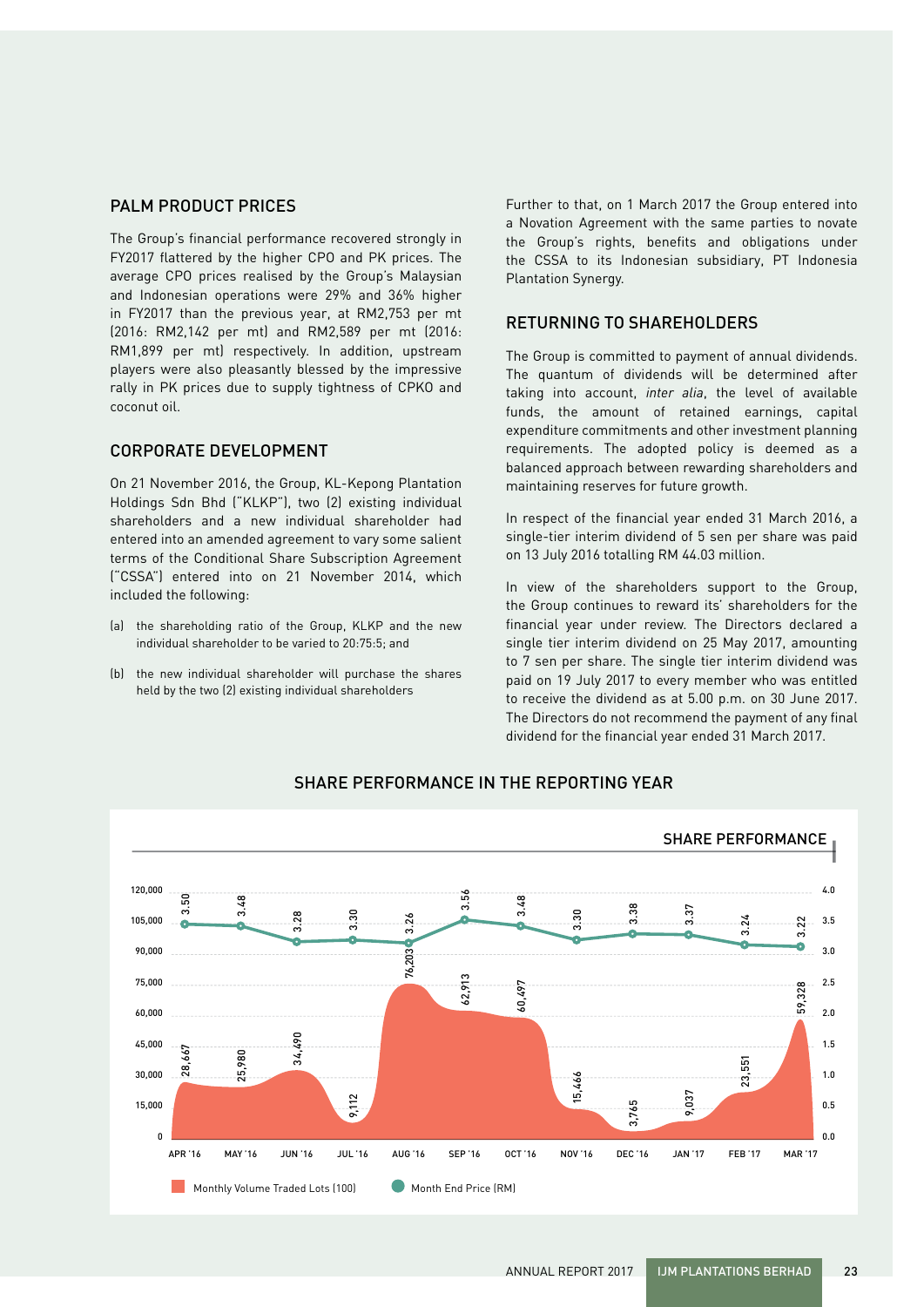## PALM PRODUCT PRICES

The Group's financial performance recovered strongly in FY2017 flattered by the higher CPO and PK prices. The average CPO prices realised by the Group's Malaysian and Indonesian operations were 29% and 36% higher in FY2017 than the previous year, at RM2,753 per mt (2016: RM2,142 per mt) and RM2,589 per mt (2016: RM1,899 per mt) respectively. In addition, upstream players were also pleasantly blessed by the impressive rally in PK prices due to supply tightness of CPKO and coconut oil.

## CORPORATE DEVELOPMENT

On 21 November 2016, the Group, KL-Kepong Plantation Holdings Sdn Bhd ("KLKP"), two (2) existing individual shareholders and a new individual shareholder had entered into an amended agreement to vary some salient terms of the Conditional Share Subscription Agreement ("CSSA") entered into on 21 November 2014, which included the following:

(a) the shareholding ratio of the Group, KLKP and the new individual shareholder to be varied to 20:75:5; and

(b) the new individual shareholder will purchase the shares held by the two (2) existing individual shareholders

Further to that, on 1 March 2017 the Group entered into a Novation Agreement with the same parties to novate the Group's rights, benefits and obligations under the CSSA to its Indonesian subsidiary, PT Indonesia Plantation Synergy.

## RETURNING TO SHAREHOLDERS

The Group is committed to payment of annual dividends. The quantum of dividends will be determined after taking into account, *inter alia*, the level of available funds, the amount of retained earnings, capital expenditure commitments and other investment planning requirements. The adopted policy is deemed as a balanced approach between rewarding shareholders and maintaining reserves for future growth.

In respect of the financial year ended 31 March 2016, a single-tier interim dividend of 5 sen per share was paid on 13 July 2016 totalling RM 44.03 million.

In view of the shareholders support to the Group, the Group continues to reward its' shareholders for the financial year under review. The Directors declared a single tier interim dividend on 25 May 2017, amounting to 7 sen per share. The single tier interim dividend was paid on 19 July 2017 to every member who was entitled to receive the dividend as at 5.00 p.m. on 30 June 2017. The Directors do not recommend the payment of any final dividend for the financial year ended 31 March 2017.

## SHARE PERFORMANCE IN THE REPORTING YEAR

SHARE PERFORMANCE

APR '16, MAY '16, JUN '16, JUL '16, AUG '16, SEP '16, OCT '16, NOV '16, DEC '16, JAN '17, FEB '17, MAR '17

Month End Price (RM): 3.50, 3.48, 3.28, 3.30, 3.26, 3.56, 3.48, 3.30, 3.38, 3.37, 3.24, 3.22

Monthly Volume Traded Lots (100): 28,667, 25,980, 34,490, 9,112, 76,203, 62,913, 60,497, 15,466, 3,765, 9,037, 23,551, 59,328

0, 15,000, 30,000, 45,000, 60,000, 75,000, 90,000, 105,000, 120,000

0.0, 0.5, 1.0, 1.5, 2.0, 2.5, 3.0, 3.5, 4.0

Monthly Volume Traded Lots (100) Month End Price (RM)